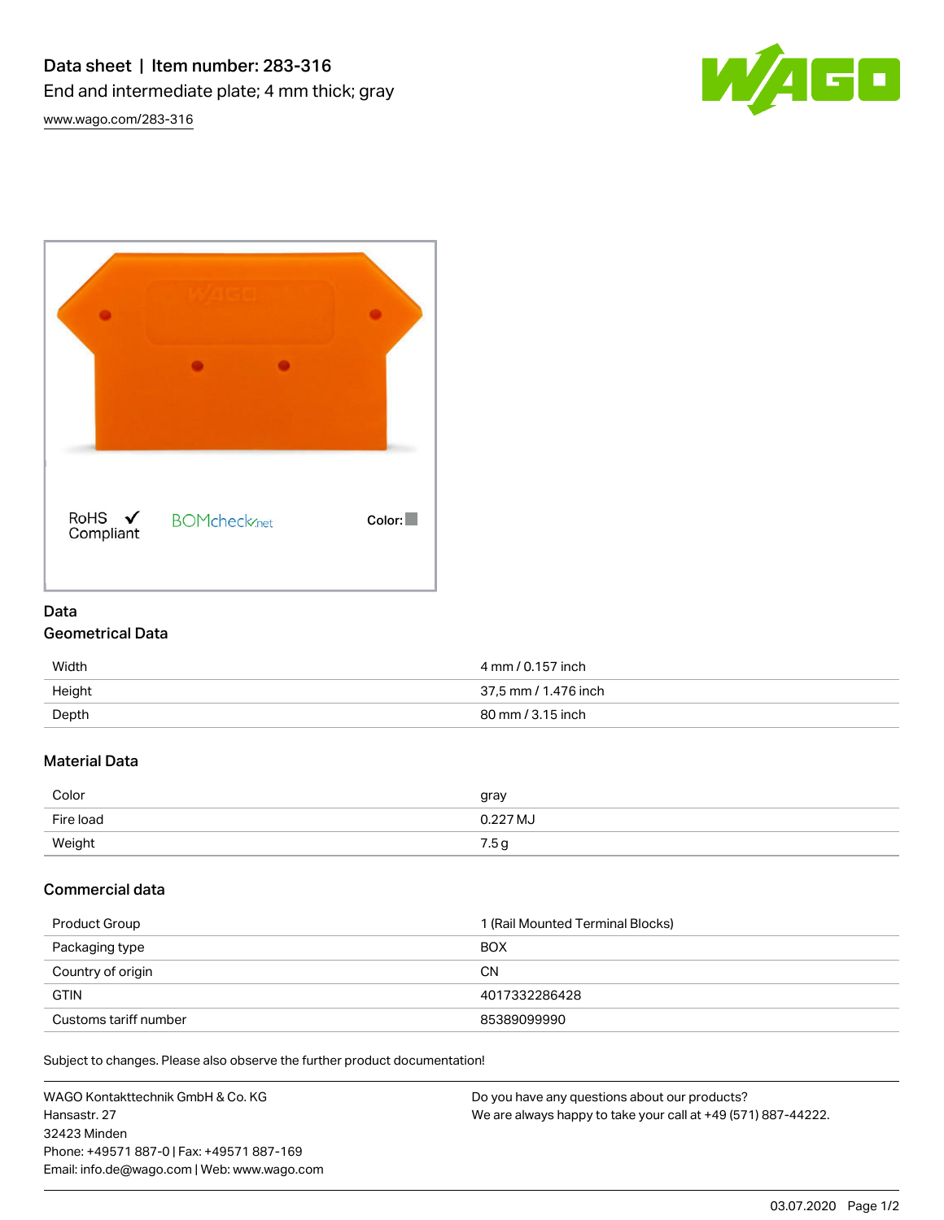# Data sheet | Item number: 283-316

End and intermediate plate; 4 mm thick; gray

www.wago.com/283-316

RoHS ✓ Compliant

BOMcheck.net

Color:

## Data

### Geometrical Data

| | |
|---|---|
| Width | 4 mm / 0.157 inch |
| Height | 37,5 mm / 1.476 inch |
| Depth | 80 mm / 3.15 inch |

### Material Data

| | |
|---|---|
| Color | gray |
| Fire load | 0.227 MJ |
| Weight | 7.5 g |

### Commercial data

| | |
|---|---|
| Product Group | 1 (Rail Mounted Terminal Blocks) |
| Packaging type | BOX |
| Country of origin | CN |
| GTIN | 4017332286428 |
| Customs tariff number | 85389099990 |

Subject to changes. Please also observe the further product documentation!

WAGO Kontakttechnik GmbH & Co. KG
Hansastr. 27
32423 Minden
Phone: +49571 887-0 | Fax: +49571 887-169
Email: info.de@wago.com | Web: www.wago.com

Do you have any questions about our products?
We are always happy to take your call at +49 (571) 887-44222.

03.07.2020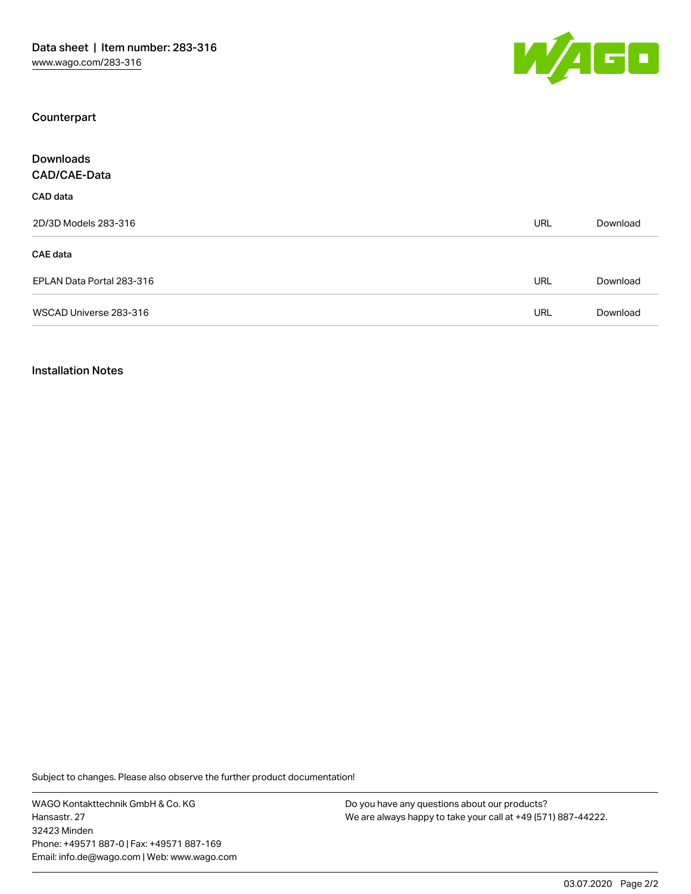## Counterpart

## Downloads

### CAD/CAE-Data

#### CAD data

| | | |
|---|---|---|
| 2D/3D Models 283-316 | URL | Download |

#### CAE data

| | | |
|---|---|---|
| EPLAN Data Portal 283-316 | URL | Download |
| WSCAD Universe 283-316 | URL | Download |

## Installation Notes

Subject to changes. Please also observe the further product documentation!

WAGO Kontakttechnik GmbH & Co. KG
Hansastr. 27
32423 Minden
Phone: +49571 887-0 | Fax: +49571 887-169
Email: info.de@wago.com | Web: www.wago.com

Do you have any questions about our products?
We are always happy to take your call at +49 (571) 887-44222.